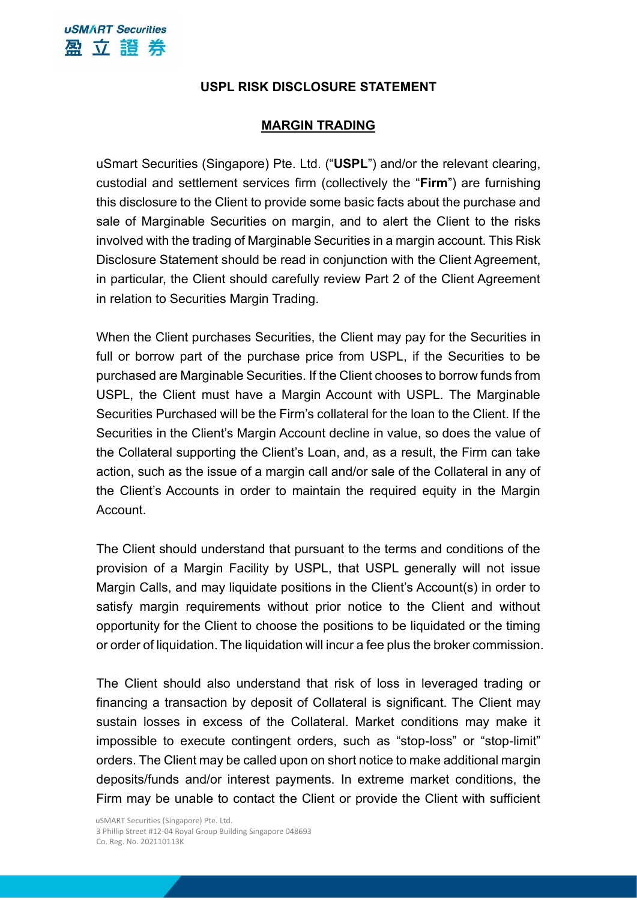# USPL RISK DISCLOSURE STATEMENT

## MARGIN TRADING

uSmart Securities (Singapore) Pte. Ltd. ("**USPL**") and/or the relevant clearing, custodial and settlement services firm (collectively the "**Firm**") are furnishing this disclosure to the Client to provide some basic facts about the purchase and sale of Marginable Securities on margin, and to alert the Client to the risks involved with the trading of Marginable Securities in a margin account. This Risk Disclosure Statement should be read in conjunction with the Client Agreement, in particular, the Client should carefully review Part 2 of the Client Agreement in relation to Securities Margin Trading.

When the Client purchases Securities, the Client may pay for the Securities in full or borrow part of the purchase price from USPL, if the Securities to be purchased are Marginable Securities. If the Client chooses to borrow funds from USPL, the Client must have a Margin Account with USPL. The Marginable Securities Purchased will be the Firm's collateral for the loan to the Client. If the Securities in the Client's Margin Account decline in value, so does the value of the Collateral supporting the Client's Loan, and, as a result, the Firm can take action, such as the issue of a margin call and/or sale of the Collateral in any of the Client's Accounts in order to maintain the required equity in the Margin Account.

The Client should understand that pursuant to the terms and conditions of the provision of a Margin Facility by USPL, that USPL generally will not issue Margin Calls, and may liquidate positions in the Client's Account(s) in order to satisfy margin requirements without prior notice to the Client and without opportunity for the Client to choose the positions to be liquidated or the timing or order of liquidation. The liquidation will incur a fee plus the broker commission.

The Client should also understand that risk of loss in leveraged trading or financing a transaction by deposit of Collateral is significant. The Client may sustain losses in excess of the Collateral. Market conditions may make it impossible to execute contingent orders, such as "stop-loss" or "stop-limit" orders. The Client may be called upon on short notice to make additional margin deposits/funds and/or interest payments. In extreme market conditions, the Firm may be unable to contact the Client or provide the Client with sufficient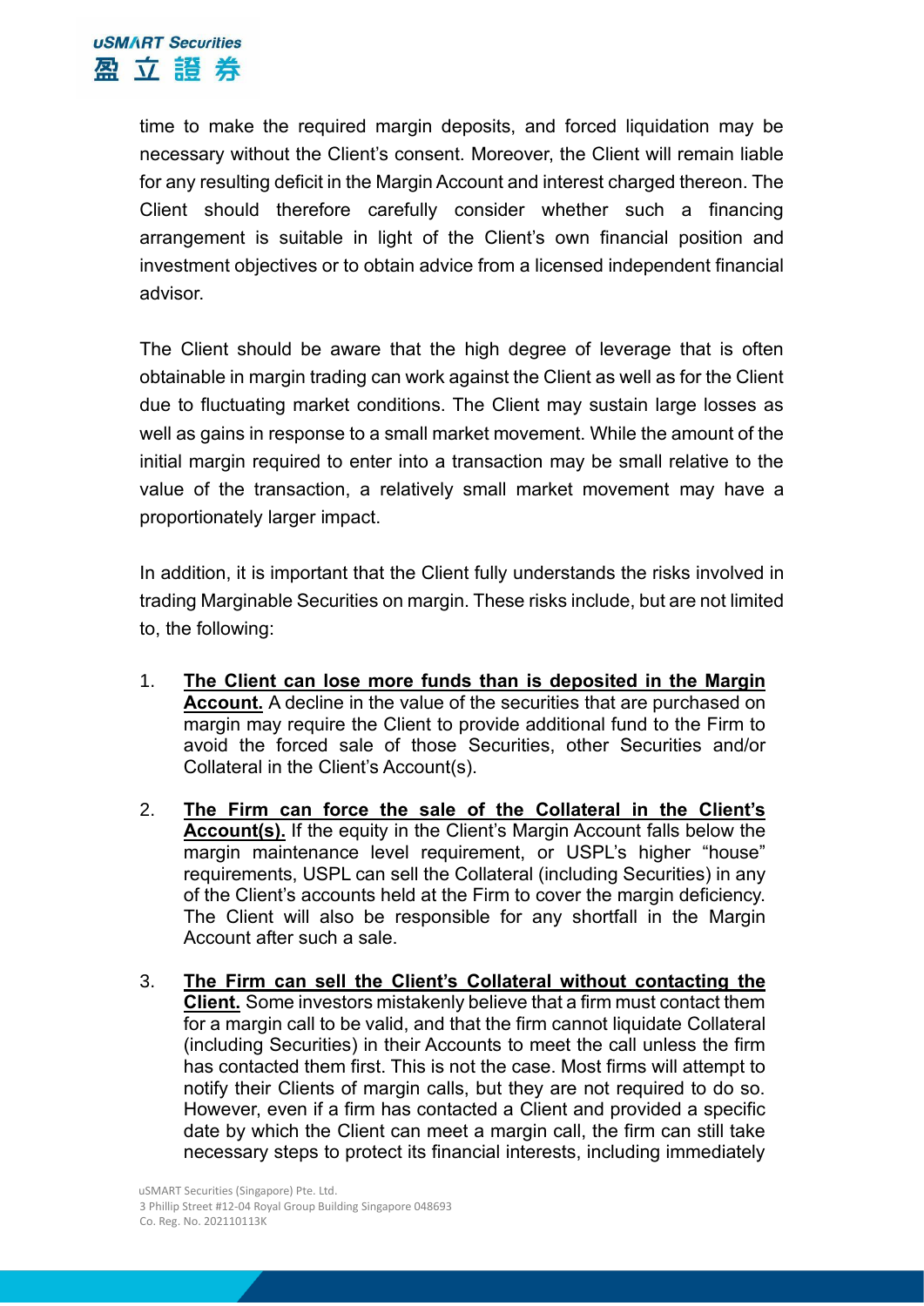time to make the required margin deposits, and forced liquidation may be necessary without the Client's consent. Moreover, the Client will remain liable for any resulting deficit in the Margin Account and interest charged thereon. The Client should therefore carefully consider whether such a financing arrangement is suitable in light of the Client's own financial position and investment objectives or to obtain advice from a licensed independent financial advisor.

The Client should be aware that the high degree of leverage that is often obtainable in margin trading can work against the Client as well as for the Client due to fluctuating market conditions. The Client may sustain large losses as well as gains in response to a small market movement. While the amount of the initial margin required to enter into a transaction may be small relative to the value of the transaction, a relatively small market movement may have a proportionately larger impact.

In addition, it is important that the Client fully understands the risks involved in trading Marginable Securities on margin. These risks include, but are not limited to, the following:

1. **<u>The Client can lose more funds than is deposited in the Margin Account.</u>** A decline in the value of the securities that are purchased on margin may require the Client to provide additional fund to the Firm to avoid the forced sale of those Securities, other Securities and/or Collateral in the Client's Account(s).

2. **<u>The Firm can force the sale of the Collateral in the Client's Account(s).</u>** If the equity in the Client's Margin Account falls below the margin maintenance level requirement, or USPL's higher "house" requirements, USPL can sell the Collateral (including Securities) in any of the Client's accounts held at the Firm to cover the margin deficiency. The Client will also be responsible for any shortfall in the Margin Account after such a sale.

3. **<u>The Firm can sell the Client's Collateral without contacting the Client.</u>** Some investors mistakenly believe that a firm must contact them for a margin call to be valid, and that the firm cannot liquidate Collateral (including Securities) in their Accounts to meet the call unless the firm has contacted them first. This is not the case. Most firms will attempt to notify their Clients of margin calls, but they are not required to do so. However, even if a firm has contacted a Client and provided a specific date by which the Client can meet a margin call, the firm can still take necessary steps to protect its financial interests, including immediately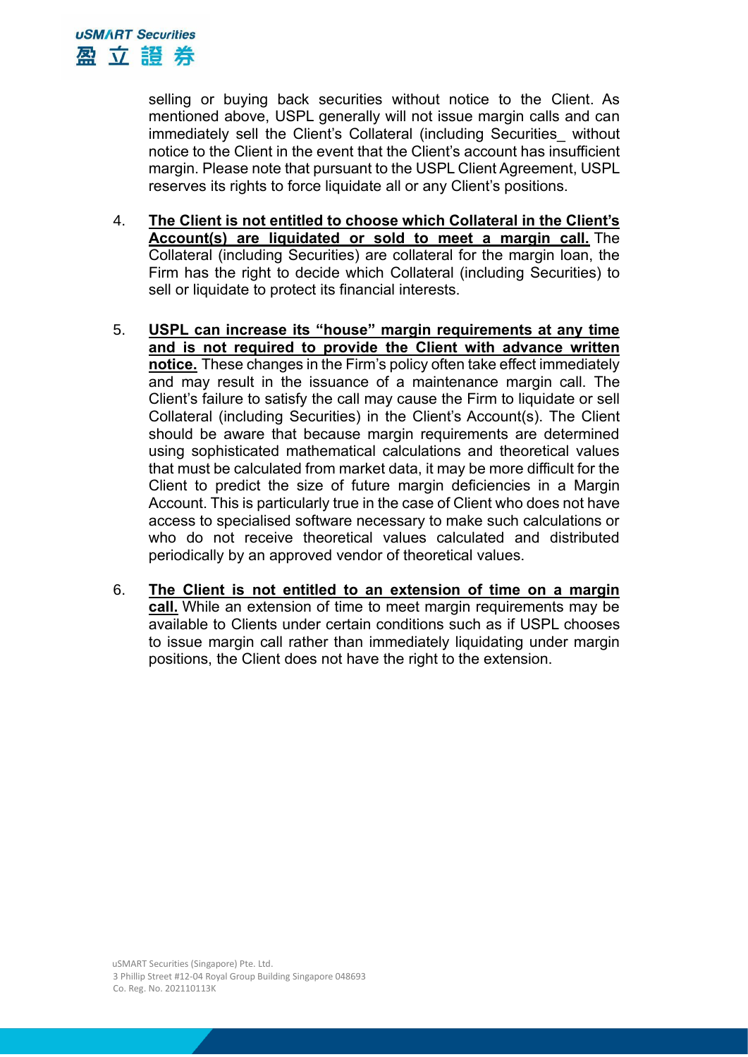selling or buying back securities without notice to the Client. As mentioned above, USPL generally will not issue margin calls and can immediately sell the Client's Collateral (including Securities_ without notice to the Client in the event that the Client's account has insufficient margin. Please note that pursuant to the USPL Client Agreement, USPL reserves its rights to force liquidate all or any Client's positions.

4. **The Client is not entitled to choose which Collateral in the Client's Account(s) are liquidated or sold to meet a margin call.** The Collateral (including Securities) are collateral for the margin loan, the Firm has the right to decide which Collateral (including Securities) to sell or liquidate to protect its financial interests.

5. **USPL can increase its "house" margin requirements at any time and is not required to provide the Client with advance written notice.** These changes in the Firm's policy often take effect immediately and may result in the issuance of a maintenance margin call. The Client's failure to satisfy the call may cause the Firm to liquidate or sell Collateral (including Securities) in the Client's Account(s). The Client should be aware that because margin requirements are determined using sophisticated mathematical calculations and theoretical values that must be calculated from market data, it may be more difficult for the Client to predict the size of future margin deficiencies in a Margin Account. This is particularly true in the case of Client who does not have access to specialised software necessary to make such calculations or who do not receive theoretical values calculated and distributed periodically by an approved vendor of theoretical values.

6. **The Client is not entitled to an extension of time on a margin call.** While an extension of time to meet margin requirements may be available to Clients under certain conditions such as if USPL chooses to issue margin call rather than immediately liquidating under margin positions, the Client does not have the right to the extension.